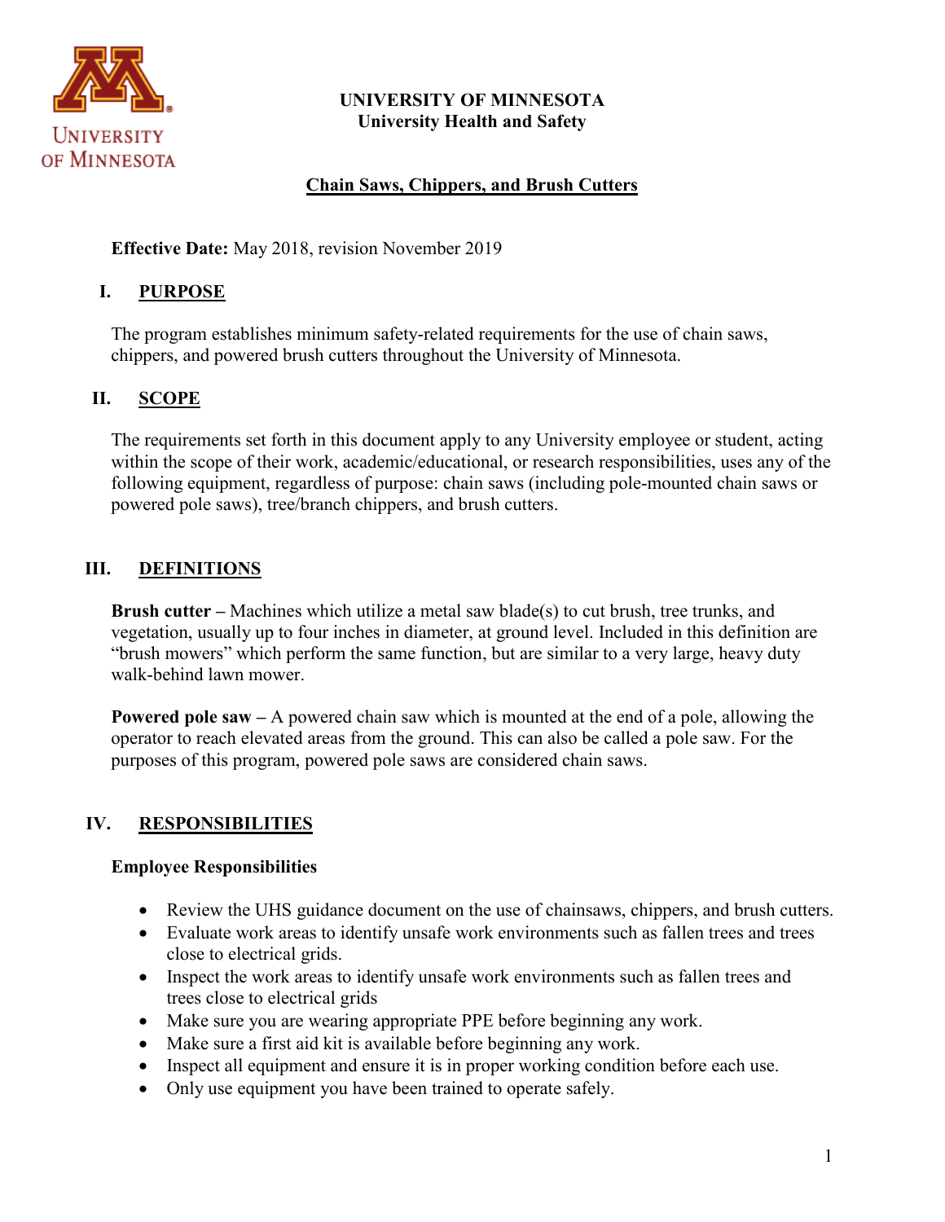UNIVERSITY OF MINNESOTA
University Health and Safety

# Chain Saws, Chippers, and Brush Cutters

**Effective Date:** May 2018, revision November 2019

## I. PURPOSE

The program establishes minimum safety-related requirements for the use of chain saws, chippers, and powered brush cutters throughout the University of Minnesota.

## II. SCOPE

The requirements set forth in this document apply to any University employee or student, acting within the scope of their work, academic/educational, or research responsibilities, uses any of the following equipment, regardless of purpose: chain saws (including pole-mounted chain saws or powered pole saws), tree/branch chippers, and brush cutters.

## III. DEFINITIONS

**Brush cutter –** Machines which utilize a metal saw blade(s) to cut brush, tree trunks, and vegetation, usually up to four inches in diameter, at ground level. Included in this definition are "brush mowers" which perform the same function, but are similar to a very large, heavy duty walk-behind lawn mower.

**Powered pole saw –** A powered chain saw which is mounted at the end of a pole, allowing the operator to reach elevated areas from the ground. This can also be called a pole saw. For the purposes of this program, powered pole saws are considered chain saws.

## IV. RESPONSIBILITIES

### Employee Responsibilities

- Review the UHS guidance document on the use of chainsaws, chippers, and brush cutters.
- Evaluate work areas to identify unsafe work environments such as fallen trees and trees close to electrical grids.
- Inspect the work areas to identify unsafe work environments such as fallen trees and trees close to electrical grids
- Make sure you are wearing appropriate PPE before beginning any work.
- Make sure a first aid kit is available before beginning any work.
- Inspect all equipment and ensure it is in proper working condition before each use.
- Only use equipment you have been trained to operate safely.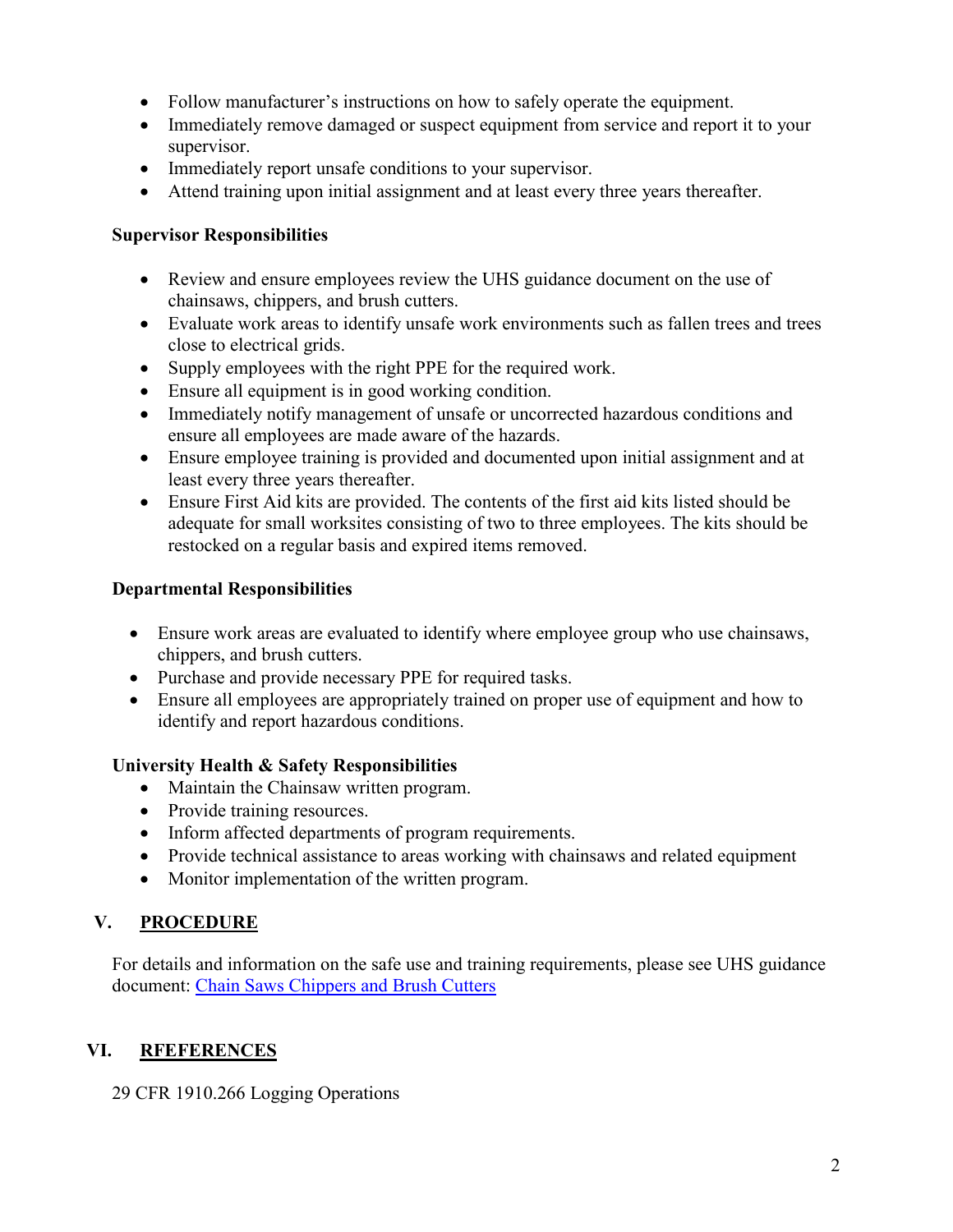- Follow manufacturer's instructions on how to safely operate the equipment.
- Immediately remove damaged or suspect equipment from service and report it to your supervisor.
- Immediately report unsafe conditions to your supervisor.
- Attend training upon initial assignment and at least every three years thereafter.

**Supervisor Responsibilities**

- Review and ensure employees review the UHS guidance document on the use of chainsaws, chippers, and brush cutters.
- Evaluate work areas to identify unsafe work environments such as fallen trees and trees close to electrical grids.
- Supply employees with the right PPE for the required work.
- Ensure all equipment is in good working condition.
- Immediately notify management of unsafe or uncorrected hazardous conditions and ensure all employees are made aware of the hazards.
- Ensure employee training is provided and documented upon initial assignment and at least every three years thereafter.
- Ensure First Aid kits are provided. The contents of the first aid kits listed should be adequate for small worksites consisting of two to three employees. The kits should be restocked on a regular basis and expired items removed.

**Departmental Responsibilities**

- Ensure work areas are evaluated to identify where employee group who use chainsaws, chippers, and brush cutters.
- Purchase and provide necessary PPE for required tasks.
- Ensure all employees are appropriately trained on proper use of equipment and how to identify and report hazardous conditions.

**University Health & Safety Responsibilities**

- Maintain the Chainsaw written program.
- Provide training resources.
- Inform affected departments of program requirements.
- Provide technical assistance to areas working with chainsaws and related equipment
- Monitor implementation of the written program.

## V. PROCEDURE

For details and information on the safe use and training requirements, please see UHS guidance document: Chain Saws Chippers and Brush Cutters

## VI. RFEFERENCES

29 CFR 1910.266 Logging Operations